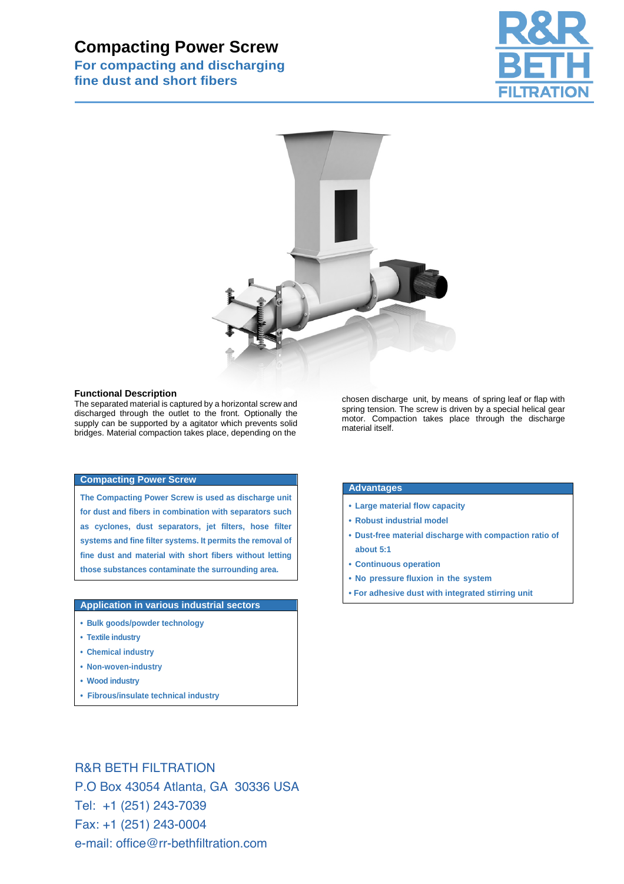# Compacting Power Screw

## For compacting and discharging fine dust and short fibers

R&R BETH FILTRATION

### Functional Description

The separated material is captured by a horizontal screw and discharged through the outlet to the front. Optionally the supply can be supported by a agitator which prevents solid bridges. Material compaction takes place, depending on the chosen discharge unit, by means of spring leaf or flap with spring tension. The screw is driven by a special helical gear motor. Compaction takes place through the discharge material itself.

### Compacting Power Screw

**The Compacting Power Screw is used as discharge unit for dust and fibers in combination with separators such as cyclones, dust separators, jet filters, hose filter systems and fine filter systems. It permits the removal of fine dust and material with short fibers without letting those substances contaminate the surrounding area.**

### Application in various industrial sectors

- **Bulk goods/powder technology**
- **Textile industry**
- **Chemical industry**
- **Non-woven-industry**
- **Wood industry**
- **Fibrous/insulate technical industry**

### Advantages

- **Large material flow capacity**
- **Robust industrial model**
- **Dust-free material discharge with compaction ratio of about 5:1**
- **Continuous operation**
- **No pressure fluxion in the system**
- **For adhesive dust with integrated stirring unit**

R&R BETH FILTRATION
P.O Box 43054 Atlanta, GA 30336 USA
Tel: +1 (251) 243-7039
Fax: +1 (251) 243-0004
e-mail: office@rr-bethfiltration.com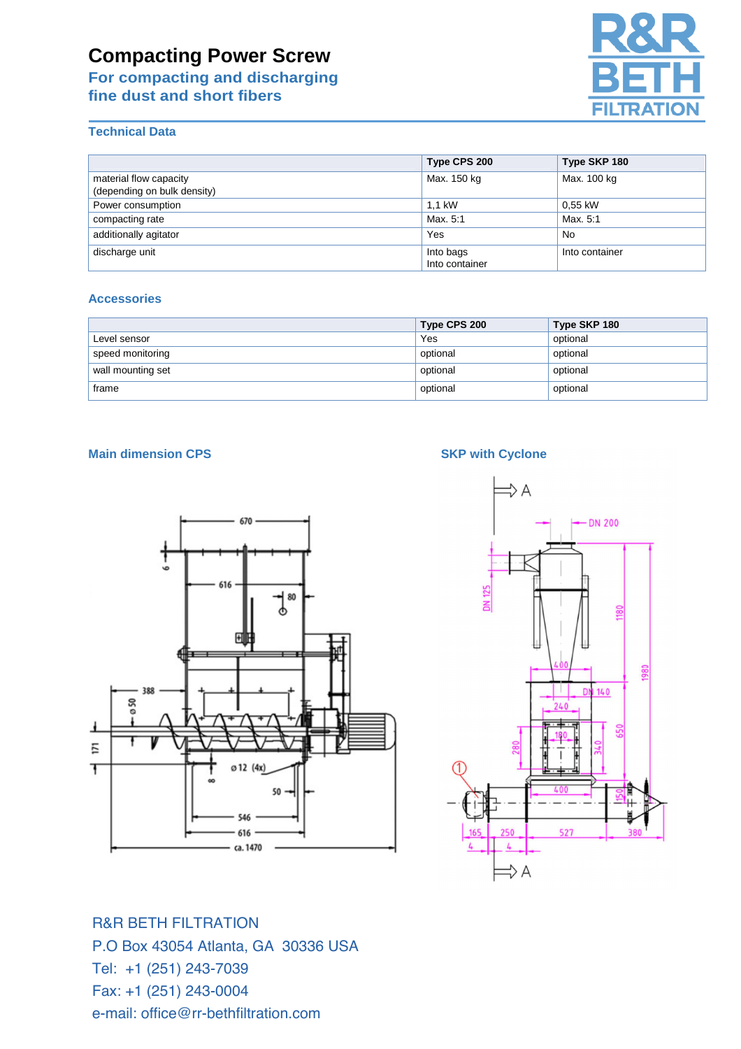# Compacting Power Screw

## For compacting and discharging fine dust and short fibers

### Technical Data

| | Type CPS 200 | Type SKP 180 |
|---|---|---|
| material flow capacity (depending on bulk density) | Max. 150 kg | Max. 100 kg |
| Power consumption | 1,1 kW | 0,55 kW |
| compacting rate | Max. 5:1 | Max. 5:1 |
| additionally agitator | Yes | No |
| discharge unit | Into bags<br>Into container | Into container |

### Accessories

| | Type CPS 200 | Type SKP 180 |
|---|---|---|
| Level sensor | Yes | optional |
| speed monitoring | optional | optional |
| wall mounting set | optional | optional |
| frame | optional | optional |

### Main dimension CPS

670
6
616
80
388
ø 50
171
ø 12 (4x)
8
50
546
616
ca. 1470

### SKP with Cyclone

A
DN 200
DN 125
1180
1980
400
DN 140
240
180
280
340
650
400
150
①
165
250
527
380
A

R&R BETH FILTRATION
P.O Box 43054 Atlanta, GA 30336 USA
Tel: +1 (251) 243-7039
Fax: +1 (251) 243-0004
e-mail: office@rr-bethfiltration.com